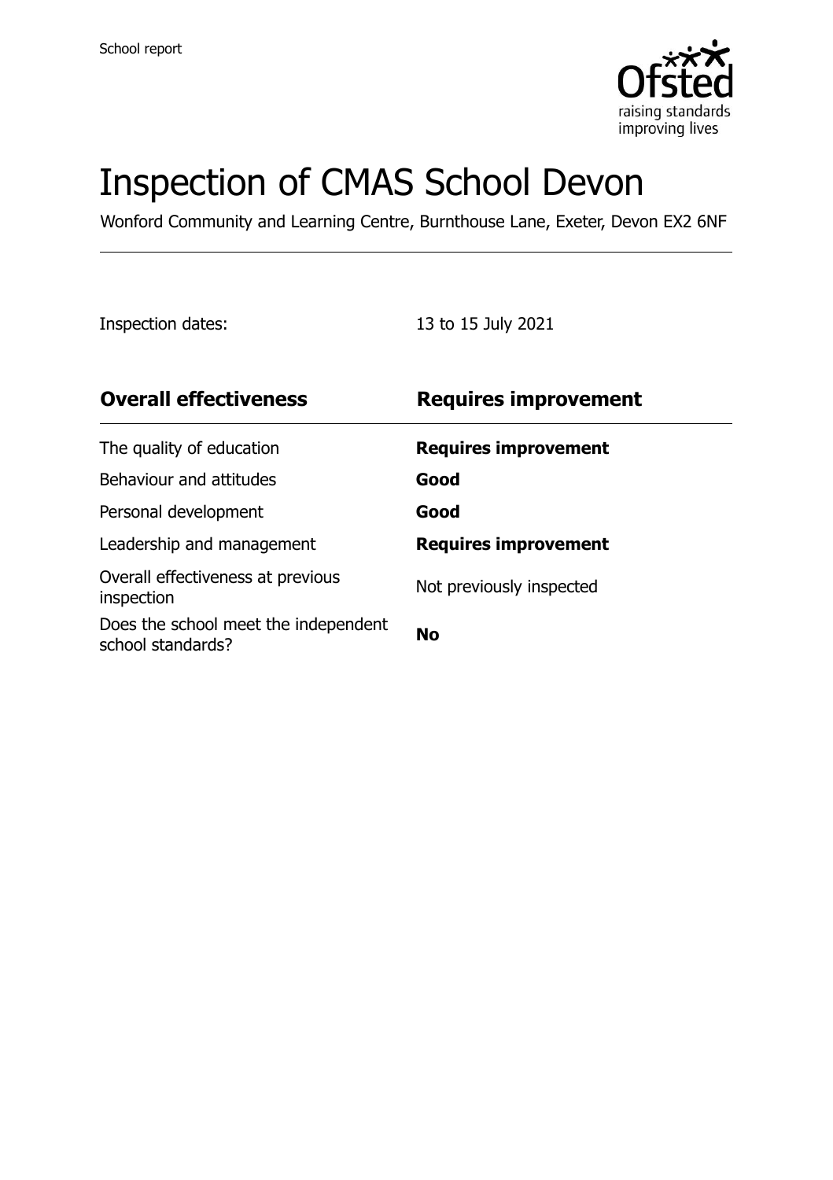School report

# Inspection of CMAS School Devon

Wonford Community and Learning Centre, Burnthouse Lane, Exeter, Devon EX2 6NF

Inspection dates: 13 to 15 July 2021

| **Overall effectiveness** | **Requires improvement** |
| --- | --- |
| The quality of education | **Requires improvement** |
| Behaviour and attitudes | **Good** |
| Personal development | **Good** |
| Leadership and management | **Requires improvement** |
| Overall effectiveness at previous inspection | Not previously inspected |
| Does the school meet the independent school standards? | **No** |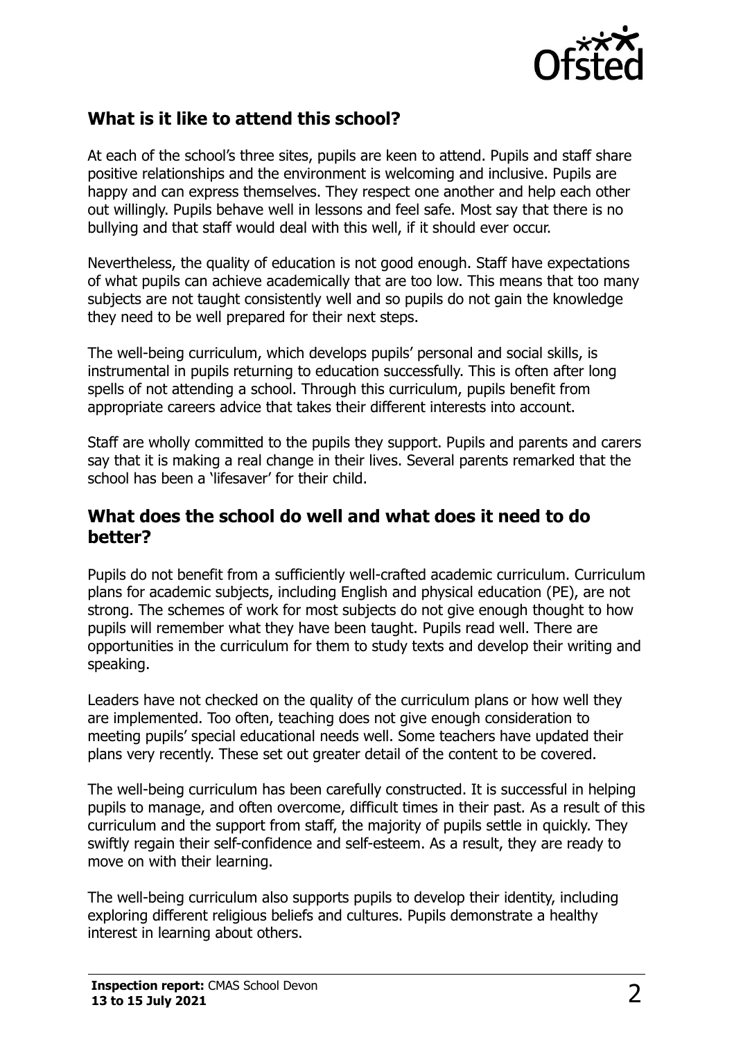## What is it like to attend this school?

At each of the school's three sites, pupils are keen to attend. Pupils and staff share positive relationships and the environment is welcoming and inclusive. Pupils are happy and can express themselves. They respect one another and help each other out willingly. Pupils behave well in lessons and feel safe. Most say that there is no bullying and that staff would deal with this well, if it should ever occur.

Nevertheless, the quality of education is not good enough. Staff have expectations of what pupils can achieve academically that are too low. This means that too many subjects are not taught consistently well and so pupils do not gain the knowledge they need to be well prepared for their next steps.

The well-being curriculum, which develops pupils' personal and social skills, is instrumental in pupils returning to education successfully. This is often after long spells of not attending a school. Through this curriculum, pupils benefit from appropriate careers advice that takes their different interests into account.

Staff are wholly committed to the pupils they support. Pupils and parents and carers say that it is making a real change in their lives. Several parents remarked that the school has been a 'lifesaver' for their child.

## What does the school do well and what does it need to do better?

Pupils do not benefit from a sufficiently well-crafted academic curriculum. Curriculum plans for academic subjects, including English and physical education (PE), are not strong. The schemes of work for most subjects do not give enough thought to how pupils will remember what they have been taught. Pupils read well. There are opportunities in the curriculum for them to study texts and develop their writing and speaking.

Leaders have not checked on the quality of the curriculum plans or how well they are implemented. Too often, teaching does not give enough consideration to meeting pupils' special educational needs well. Some teachers have updated their plans very recently. These set out greater detail of the content to be covered.

The well-being curriculum has been carefully constructed. It is successful in helping pupils to manage, and often overcome, difficult times in their past. As a result of this curriculum and the support from staff, the majority of pupils settle in quickly. They swiftly regain their self-confidence and self-esteem. As a result, they are ready to move on with their learning.

The well-being curriculum also supports pupils to develop their identity, including exploring different religious beliefs and cultures. Pupils demonstrate a healthy interest in learning about others.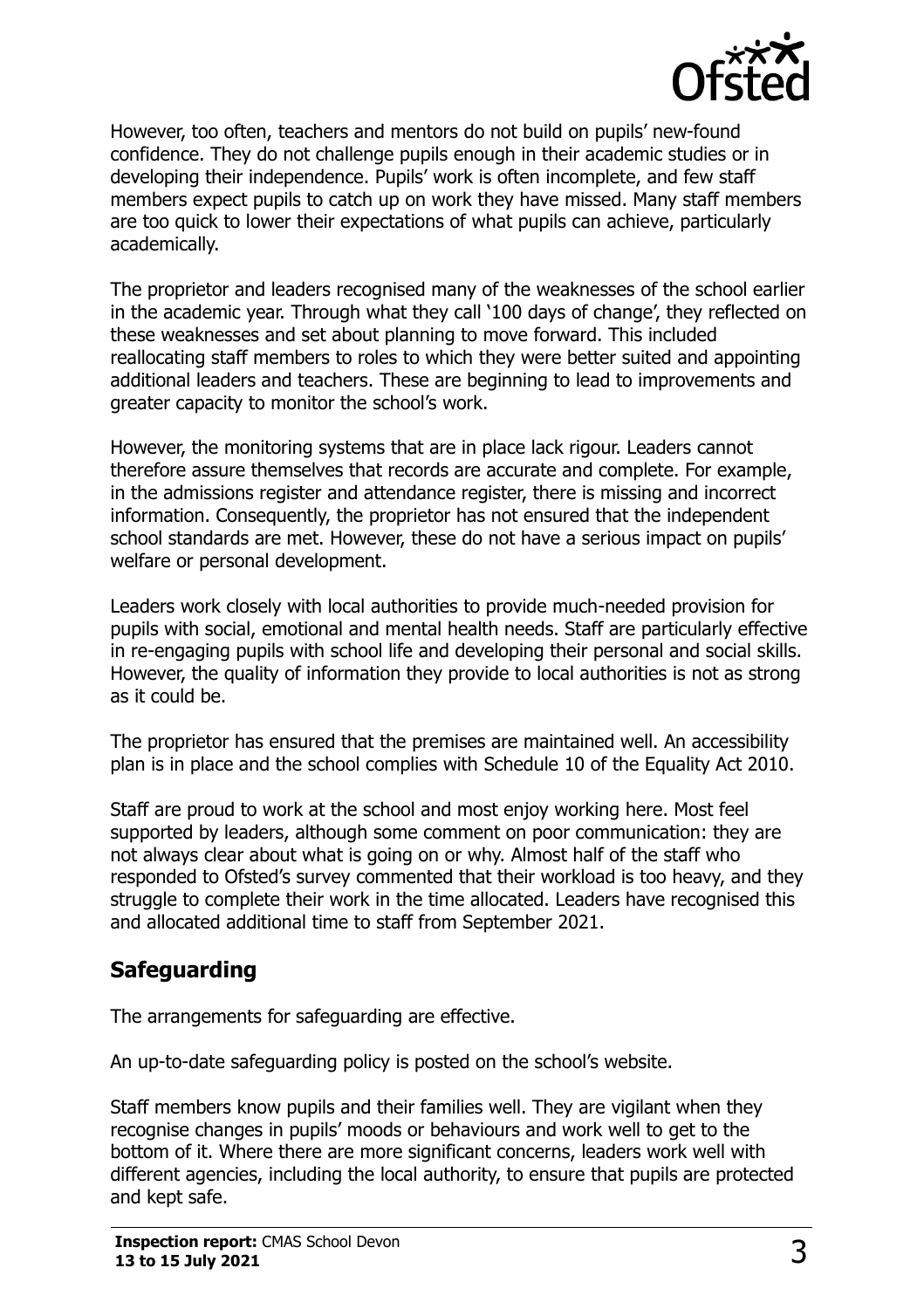However, too often, teachers and mentors do not build on pupils' new-found confidence. They do not challenge pupils enough in their academic studies or in developing their independence. Pupils' work is often incomplete, and few staff members expect pupils to catch up on work they have missed. Many staff members are too quick to lower their expectations of what pupils can achieve, particularly academically.

The proprietor and leaders recognised many of the weaknesses of the school earlier in the academic year. Through what they call '100 days of change', they reflected on these weaknesses and set about planning to move forward. This included reallocating staff members to roles to which they were better suited and appointing additional leaders and teachers. These are beginning to lead to improvements and greater capacity to monitor the school's work.

However, the monitoring systems that are in place lack rigour. Leaders cannot therefore assure themselves that records are accurate and complete. For example, in the admissions register and attendance register, there is missing and incorrect information. Consequently, the proprietor has not ensured that the independent school standards are met. However, these do not have a serious impact on pupils' welfare or personal development.

Leaders work closely with local authorities to provide much-needed provision for pupils with social, emotional and mental health needs. Staff are particularly effective in re-engaging pupils with school life and developing their personal and social skills. However, the quality of information they provide to local authorities is not as strong as it could be.

The proprietor has ensured that the premises are maintained well. An accessibility plan is in place and the school complies with Schedule 10 of the Equality Act 2010.

Staff are proud to work at the school and most enjoy working here. Most feel supported by leaders, although some comment on poor communication: they are not always clear about what is going on or why. Almost half of the staff who responded to Ofsted's survey commented that their workload is too heavy, and they struggle to complete their work in the time allocated. Leaders have recognised this and allocated additional time to staff from September 2021.

## Safeguarding

The arrangements for safeguarding are effective.

An up-to-date safeguarding policy is posted on the school's website.

Staff members know pupils and their families well. They are vigilant when they recognise changes in pupils' moods or behaviours and work well to get to the bottom of it. Where there are more significant concerns, leaders work well with different agencies, including the local authority, to ensure that pupils are protected and kept safe.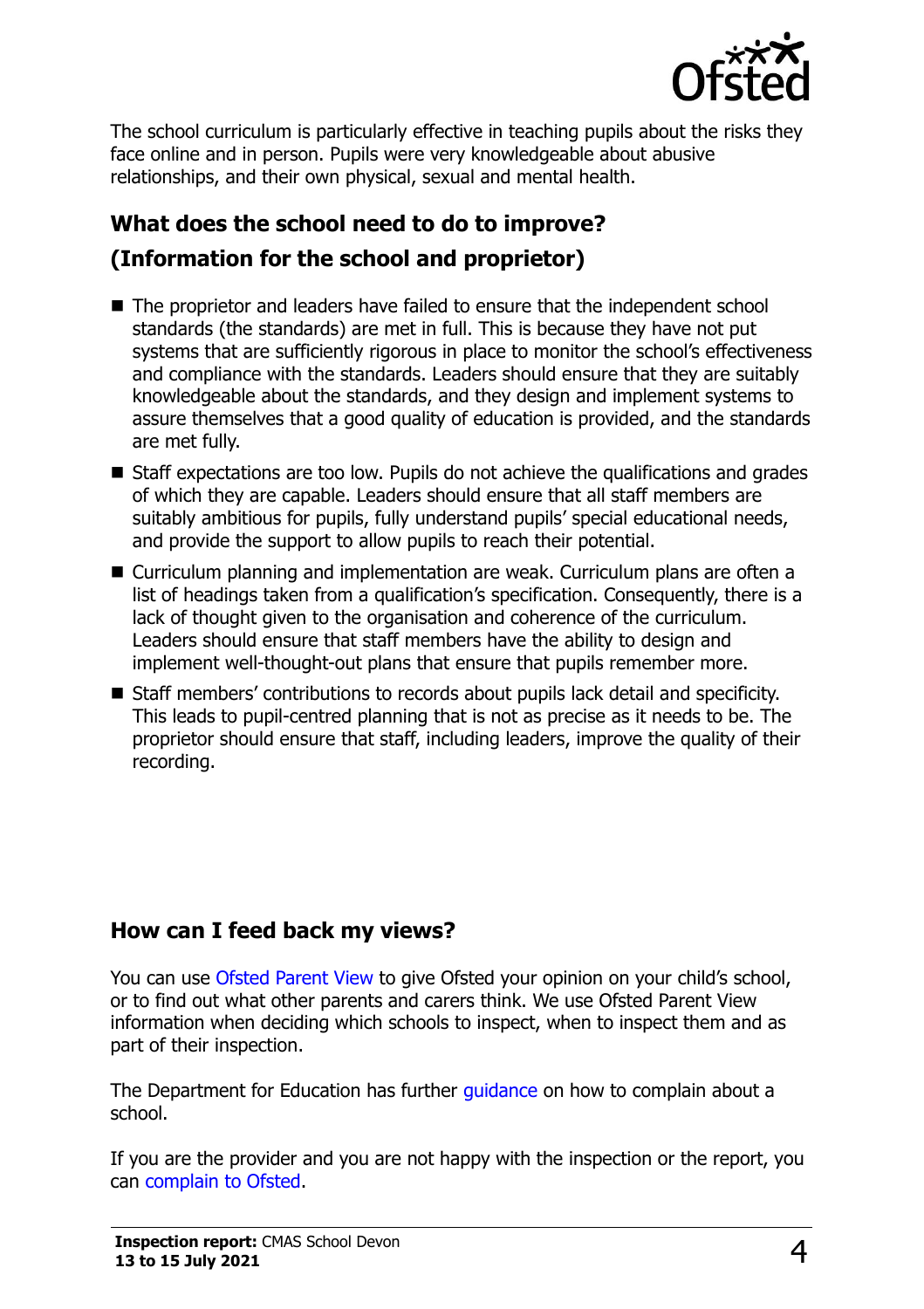The school curriculum is particularly effective in teaching pupils about the risks they face online and in person. Pupils were very knowledgeable about abusive relationships, and their own physical, sexual and mental health.

## What does the school need to do to improve?

## (Information for the school and proprietor)

- The proprietor and leaders have failed to ensure that the independent school standards (the standards) are met in full. This is because they have not put systems that are sufficiently rigorous in place to monitor the school's effectiveness and compliance with the standards. Leaders should ensure that they are suitably knowledgeable about the standards, and they design and implement systems to assure themselves that a good quality of education is provided, and the standards are met fully.
- Staff expectations are too low. Pupils do not achieve the qualifications and grades of which they are capable. Leaders should ensure that all staff members are suitably ambitious for pupils, fully understand pupils' special educational needs, and provide the support to allow pupils to reach their potential.
- Curriculum planning and implementation are weak. Curriculum plans are often a list of headings taken from a qualification's specification. Consequently, there is a lack of thought given to the organisation and coherence of the curriculum. Leaders should ensure that staff members have the ability to design and implement well-thought-out plans that ensure that pupils remember more.
- Staff members' contributions to records about pupils lack detail and specificity. This leads to pupil-centred planning that is not as precise as it needs to be. The proprietor should ensure that staff, including leaders, improve the quality of their recording.

## How can I feed back my views?

You can use Ofsted Parent View to give Ofsted your opinion on your child's school, or to find out what other parents and carers think. We use Ofsted Parent View information when deciding which schools to inspect, when to inspect them and as part of their inspection.

The Department for Education has further guidance on how to complain about a school.

If you are the provider and you are not happy with the inspection or the report, you can complain to Ofsted.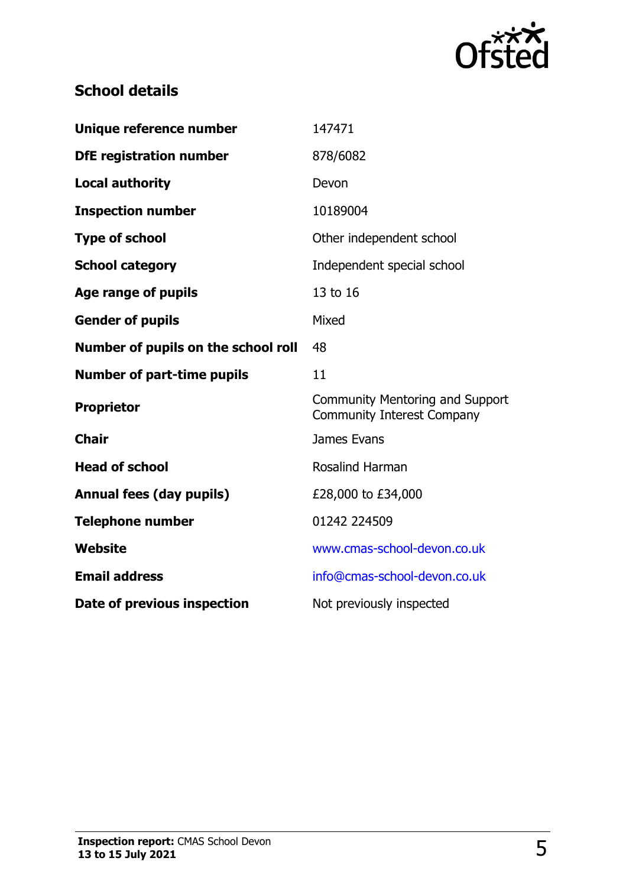## School details

| | |
|---|---|
| **Unique reference number** | 147471 |
| **DfE registration number** | 878/6082 |
| **Local authority** | Devon |
| **Inspection number** | 10189004 |
| **Type of school** | Other independent school |
| **School category** | Independent special school |
| **Age range of pupils** | 13 to 16 |
| **Gender of pupils** | Mixed |
| **Number of pupils on the school roll** | 48 |
| **Number of part-time pupils** | 11 |
| **Proprietor** | Community Mentoring and Support Community Interest Company |
| **Chair** | James Evans |
| **Head of school** | Rosalind Harman |
| **Annual fees (day pupils)** | £28,000 to £34,000 |
| **Telephone number** | 01242 224509 |
| **Website** | www.cmas-school-devon.co.uk |
| **Email address** | info@cmas-school-devon.co.uk |
| **Date of previous inspection** | Not previously inspected |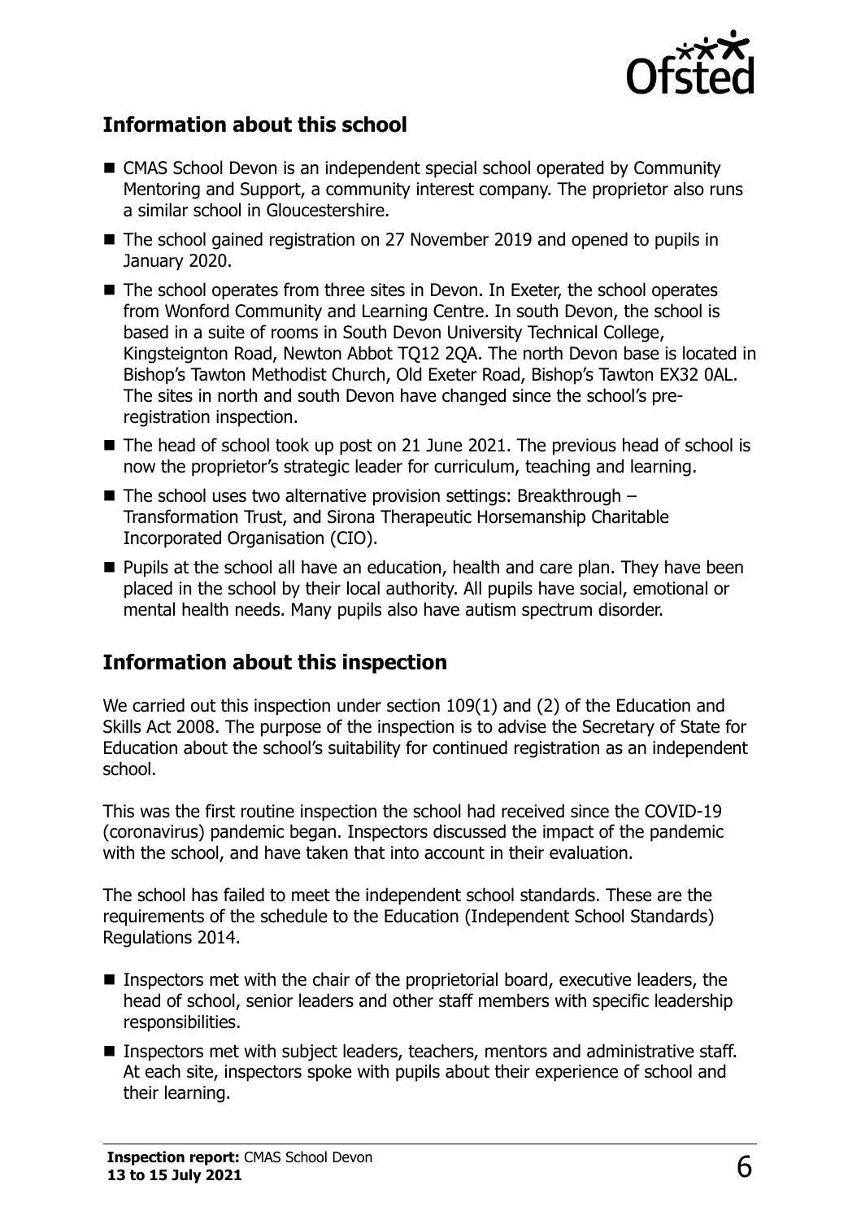## Information about this school

- CMAS School Devon is an independent special school operated by Community Mentoring and Support, a community interest company. The proprietor also runs a similar school in Gloucestershire.
- The school gained registration on 27 November 2019 and opened to pupils in January 2020.
- The school operates from three sites in Devon. In Exeter, the school operates from Wonford Community and Learning Centre. In south Devon, the school is based in a suite of rooms in South Devon University Technical College, Kingsteignton Road, Newton Abbot TQ12 2QA. The north Devon base is located in Bishop's Tawton Methodist Church, Old Exeter Road, Bishop's Tawton EX32 0AL. The sites in north and south Devon have changed since the school's pre-registration inspection.
- The head of school took up post on 21 June 2021. The previous head of school is now the proprietor's strategic leader for curriculum, teaching and learning.
- The school uses two alternative provision settings: Breakthrough – Transformation Trust, and Sirona Therapeutic Horsemanship Charitable Incorporated Organisation (CIO).
- Pupils at the school all have an education, health and care plan. They have been placed in the school by their local authority. All pupils have social, emotional or mental health needs. Many pupils also have autism spectrum disorder.

## Information about this inspection

We carried out this inspection under section 109(1) and (2) of the Education and Skills Act 2008. The purpose of the inspection is to advise the Secretary of State for Education about the school's suitability for continued registration as an independent school.

This was the first routine inspection the school had received since the COVID-19 (coronavirus) pandemic began. Inspectors discussed the impact of the pandemic with the school, and have taken that into account in their evaluation.

The school has failed to meet the independent school standards. These are the requirements of the schedule to the Education (Independent School Standards) Regulations 2014.

- Inspectors met with the chair of the proprietorial board, executive leaders, the head of school, senior leaders and other staff members with specific leadership responsibilities.
- Inspectors met with subject leaders, teachers, mentors and administrative staff. At each site, inspectors spoke with pupils about their experience of school and their learning.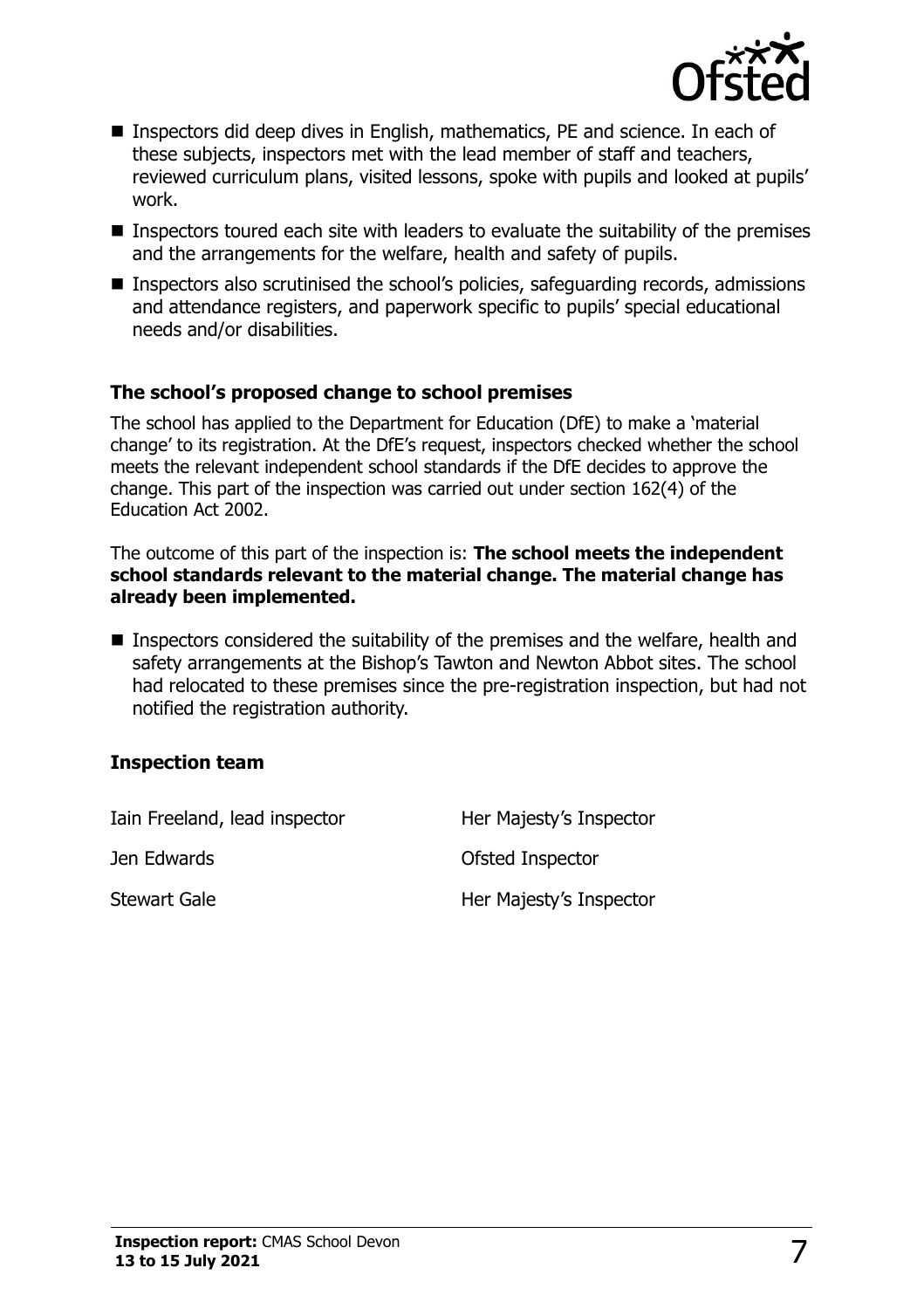- Inspectors did deep dives in English, mathematics, PE and science. In each of these subjects, inspectors met with the lead member of staff and teachers, reviewed curriculum plans, visited lessons, spoke with pupils and looked at pupils' work.
- Inspectors toured each site with leaders to evaluate the suitability of the premises and the arrangements for the welfare, health and safety of pupils.
- Inspectors also scrutinised the school's policies, safeguarding records, admissions and attendance registers, and paperwork specific to pupils' special educational needs and/or disabilities.

### The school's proposed change to school premises

The school has applied to the Department for Education (DfE) to make a 'material change' to its registration. At the DfE's request, inspectors checked whether the school meets the relevant independent school standards if the DfE decides to approve the change. This part of the inspection was carried out under section 162(4) of the Education Act 2002.

The outcome of this part of the inspection is: **The school meets the independent school standards relevant to the material change. The material change has already been implemented.**

- Inspectors considered the suitability of the premises and the welfare, health and safety arrangements at the Bishop's Tawton and Newton Abbot sites. The school had relocated to these premises since the pre-registration inspection, but had not notified the registration authority.

### Inspection team

| | |
|---|---|
| Iain Freeland, lead inspector | Her Majesty's Inspector |
| Jen Edwards | Ofsted Inspector |
| Stewart Gale | Her Majesty's Inspector |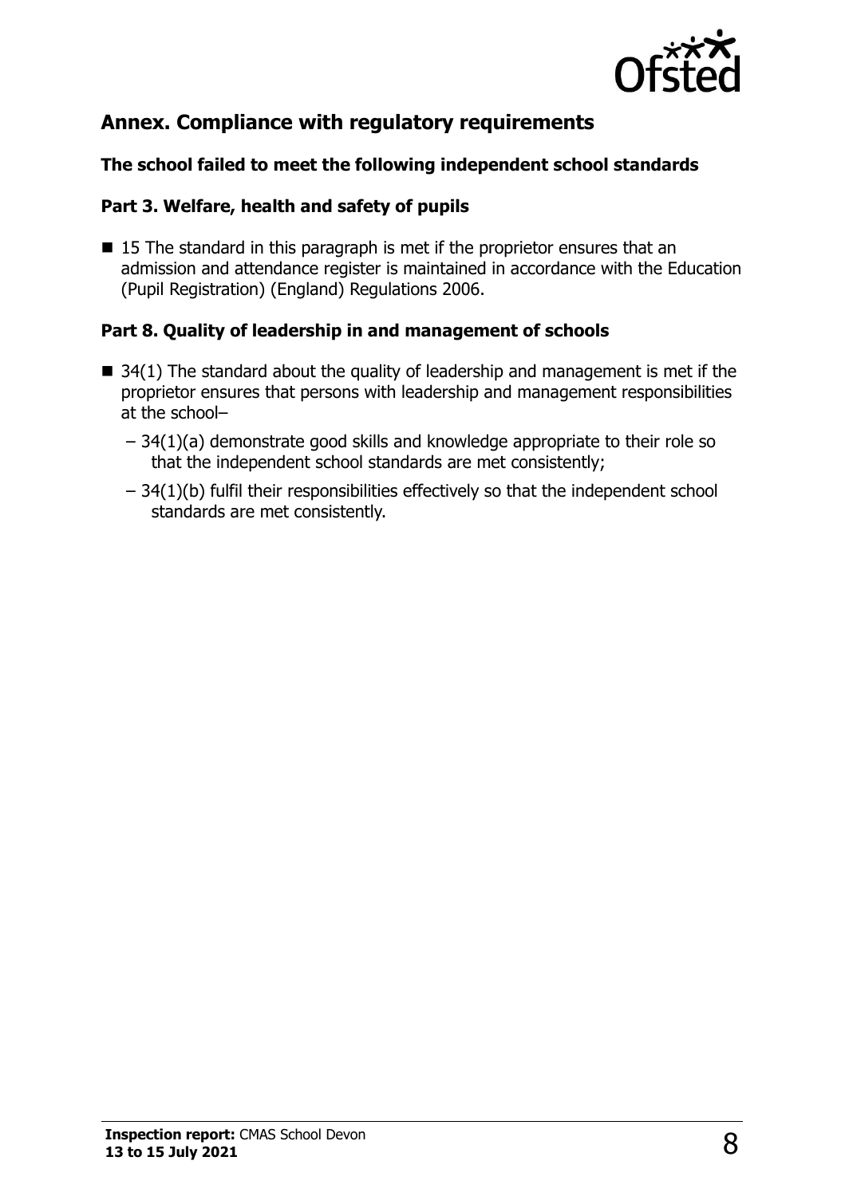## Annex. Compliance with regulatory requirements

### The school failed to meet the following independent school standards

### Part 3. Welfare, health and safety of pupils

- 15 The standard in this paragraph is met if the proprietor ensures that an admission and attendance register is maintained in accordance with the Education (Pupil Registration) (England) Regulations 2006.

### Part 8. Quality of leadership in and management of schools

- 34(1) The standard about the quality of leadership and management is met if the proprietor ensures that persons with leadership and management responsibilities at the school–
  - 34(1)(a) demonstrate good skills and knowledge appropriate to their role so that the independent school standards are met consistently;
  - 34(1)(b) fulfil their responsibilities effectively so that the independent school standards are met consistently.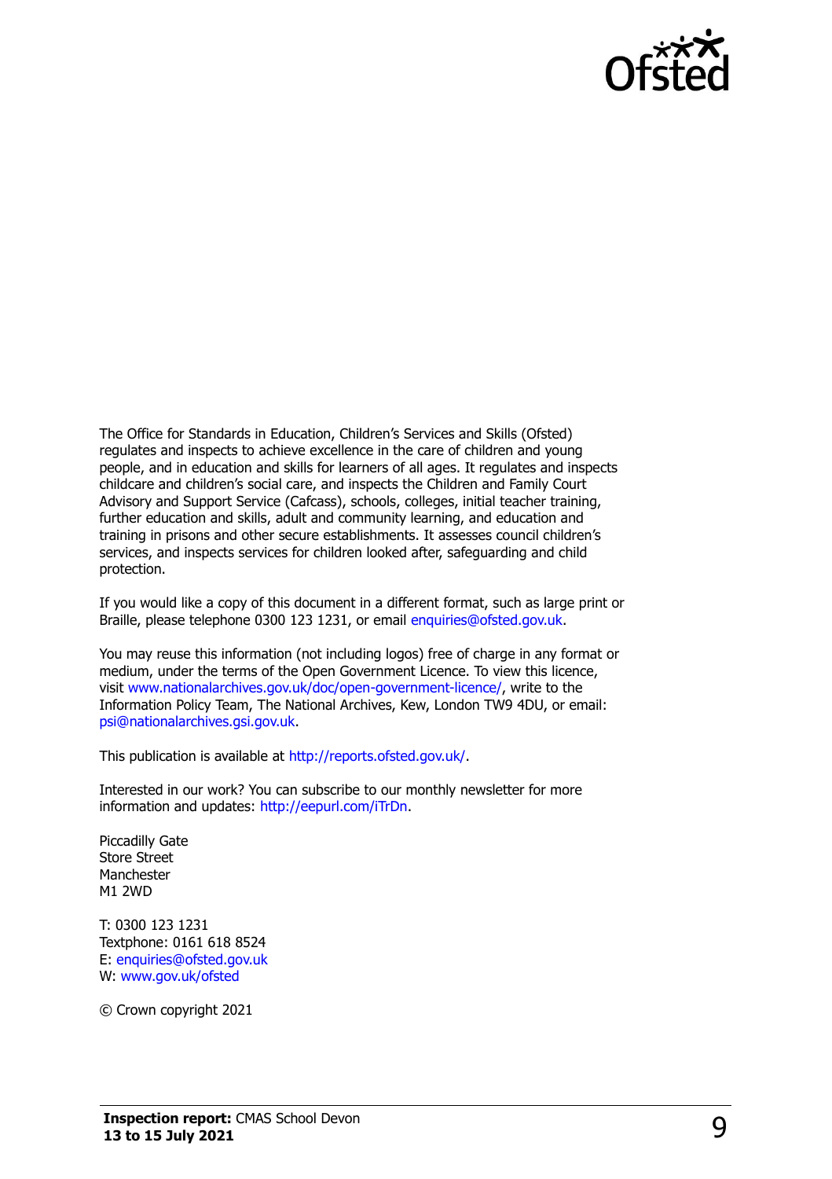The Office for Standards in Education, Children's Services and Skills (Ofsted) regulates and inspects to achieve excellence in the care of children and young people, and in education and skills for learners of all ages. It regulates and inspects childcare and children's social care, and inspects the Children and Family Court Advisory and Support Service (Cafcass), schools, colleges, initial teacher training, further education and skills, adult and community learning, and education and training in prisons and other secure establishments. It assesses council children's services, and inspects services for children looked after, safeguarding and child protection.

If you would like a copy of this document in a different format, such as large print or Braille, please telephone 0300 123 1231, or email enquiries@ofsted.gov.uk.

You may reuse this information (not including logos) free of charge in any format or medium, under the terms of the Open Government Licence. To view this licence, visit www.nationalarchives.gov.uk/doc/open-government-licence/, write to the Information Policy Team, The National Archives, Kew, London TW9 4DU, or email: psi@nationalarchives.gsi.gov.uk.

This publication is available at http://reports.ofsted.gov.uk/.

Interested in our work? You can subscribe to our monthly newsletter for more information and updates: http://eepurl.com/iTrDn.

Piccadilly Gate
Store Street
Manchester
M1 2WD

T: 0300 123 1231
Textphone: 0161 618 8524
E: enquiries@ofsted.gov.uk
W: www.gov.uk/ofsted

© Crown copyright 2021